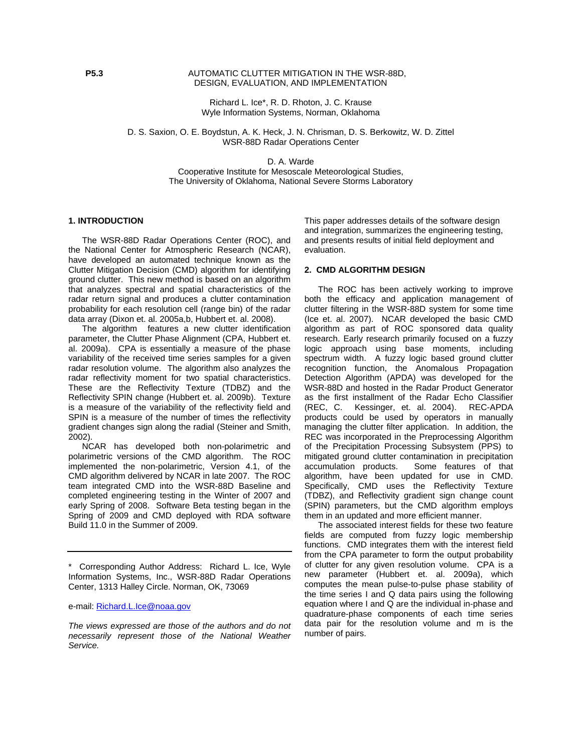P5.3

# AUTOMATIC CLUTTER MITIGATION IN THE WSR-88D, DESIGN, EVALUATION, AND IMPLEMENTATION

Richard L. Ice*, R. D. Rhoton, J. C. Krause
Wyle Information Systems, Norman, Oklahoma

D. S. Saxion, O. E. Boydstun, A. K. Heck, J. N. Chrisman, D. S. Berkowitz, W. D. Zittel
WSR-88D Radar Operations Center

D. A. Warde
Cooperative Institute for Mesoscale Meteorological Studies,
The University of Oklahoma, National Severe Storms Laboratory

## 1. INTRODUCTION

The WSR-88D Radar Operations Center (ROC), and the National Center for Atmospheric Research (NCAR), have developed an automated technique known as the Clutter Mitigation Decision (CMD) algorithm for identifying ground clutter. This new method is based on an algorithm that analyzes spectral and spatial characteristics of the radar return signal and produces a clutter contamination probability for each resolution cell (range bin) of the radar data array (Dixon et. al. 2005a,b, Hubbert et. al. 2008).

The algorithm features a new clutter identification parameter, the Clutter Phase Alignment (CPA, Hubbert et. al. 2009a). CPA is essentially a measure of the phase variability of the received time series samples for a given radar resolution volume. The algorithm also analyzes the radar reflectivity moment for two spatial characteristics. These are the Reflectivity Texture (TDBZ) and the Reflectivity SPIN change (Hubbert et. al. 2009b). Texture is a measure of the variability of the reflectivity field and SPIN is a measure of the number of times the reflectivity gradient changes sign along the radial (Steiner and Smith, 2002).

NCAR has developed both non-polarimetric and polarimetric versions of the CMD algorithm. The ROC implemented the non-polarimetric, Version 4.1, of the CMD algorithm delivered by NCAR in late 2007. The ROC team integrated CMD into the WSR-88D Baseline and completed engineering testing in the Winter of 2007 and early Spring of 2008. Software Beta testing began in the Spring of 2009 and CMD deployed with RDA software Build 11.0 in the Summer of 2009.

This paper addresses details of the software design and integration, summarizes the engineering testing, and presents results of initial field deployment and evaluation.

## 2. CMD ALGORITHM DESIGN

The ROC has been actively working to improve both the efficacy and application management of clutter filtering in the WSR-88D system for some time (Ice et. al. 2007). NCAR developed the basic CMD algorithm as part of ROC sponsored data quality research. Early research primarily focused on a fuzzy logic approach using base moments, including spectrum width. A fuzzy logic based ground clutter recognition function, the Anomalous Propagation Detection Algorithm (APDA) was developed for the WSR-88D and hosted in the Radar Product Generator as the first installment of the Radar Echo Classifier (REC, C. Kessinger, et. al. 2004). REC-APDA products could be used by operators in manually managing the clutter filter application. In addition, the REC was incorporated in the Preprocessing Algorithm of the Precipitation Processing Subsystem (PPS) to mitigated ground clutter contamination in precipitation accumulation products. Some features of that algorithm, have been updated for use in CMD. Specifically, CMD uses the Reflectivity Texture (TDBZ), and Reflectivity gradient sign change count (SPIN) parameters, but the CMD algorithm employs them in an updated and more efficient manner.

The associated interest fields for these two feature fields are computed from fuzzy logic membership functions. CMD integrates them with the interest field from the CPA parameter to form the output probability of clutter for any given resolution volume. CPA is a new parameter (Hubbert et. al. 2009a), which computes the mean pulse-to-pulse phase stability of the time series I and Q data pairs using the following equation where I and Q are the individual in-phase and quadrature-phase components of each time series data pair for the resolution volume and m is the number of pairs.

---

\* Corresponding Author Address: Richard L. Ice, Wyle Information Systems, Inc., WSR-88D Radar Operations Center, 1313 Halley Circle. Norman, OK, 73069

e-mail: Richard.L.Ice@noaa.gov

*The views expressed are those of the authors and do not necessarily represent those of the National Weather Service.*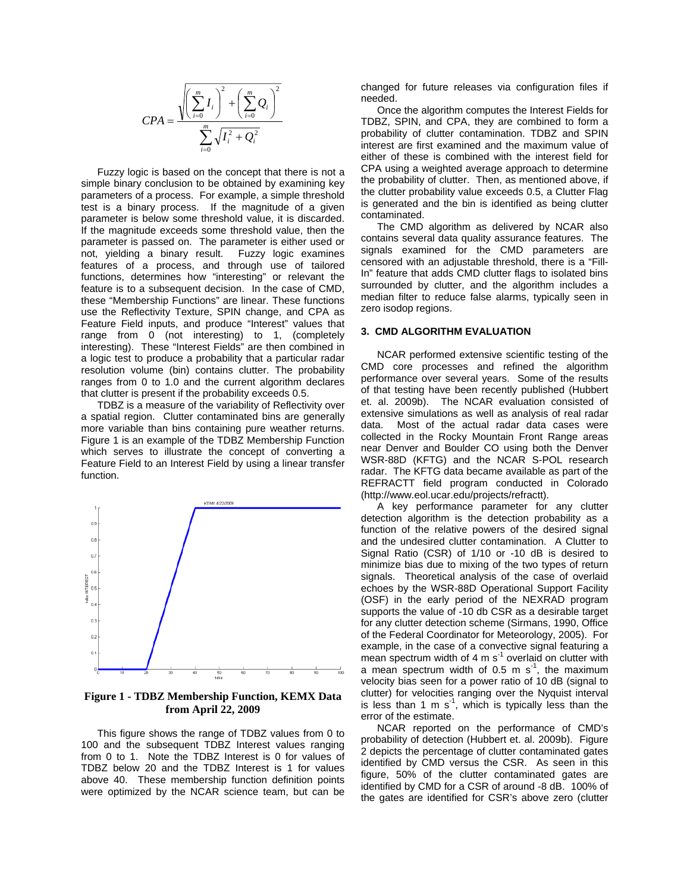$$CPA = \frac{\sqrt{\left(\sum_{i=0}^{m} I_i\right)^2 + \left(\sum_{i=0}^{m} Q_i\right)^2}}{\sum_{i=0}^{m} \sqrt{I_i^2 + Q_i^2}}$$

Fuzzy logic is based on the concept that there is not a simple binary conclusion to be obtained by examining key parameters of a process. For example, a simple threshold test is a binary process. If the magnitude of a given parameter is below some threshold value, it is discarded. If the magnitude exceeds some threshold value, then the parameter is passed on. The parameter is either used or not, yielding a binary result. Fuzzy logic examines features of a process, and through use of tailored functions, determines how "interesting" or relevant the feature is to a subsequent decision. In the case of CMD, these "Membership Functions" are linear. These functions use the Reflectivity Texture, SPIN change, and CPA as Feature Field inputs, and produce "Interest" values that range from 0 (not interesting) to 1, (completely interesting). These "Interest Fields" are then combined in a logic test to produce a probability that a particular radar resolution volume (bin) contains clutter. The probability ranges from 0 to 1.0 and the current algorithm declares that clutter is present if the probability exceeds 0.5.

TDBZ is a measure of the variability of Reflectivity over a spatial region. Clutter contaminated bins are generally more variable than bins containing pure weather returns. Figure 1 is an example of the TDBZ Membership Function which serves to illustrate the concept of converting a Feature Field to an Interest Field by using a linear transfer function.

**Figure 1 - TDBZ Membership Function, KEMX Data from April 22, 2009**

This figure shows the range of TDBZ values from 0 to 100 and the subsequent TDBZ Interest values ranging from 0 to 1. Note the TDBZ Interest is 0 for values of TDBZ below 20 and the TDBZ Interest is 1 for values above 40. These membership function definition points were optimized by the NCAR science team, but can be changed for future releases via configuration files if needed.

Once the algorithm computes the Interest Fields for TDBZ, SPIN, and CPA, they are combined to form a probability of clutter contamination. TDBZ and SPIN interest are first examined and the maximum value of either of these is combined with the interest field for CPA using a weighted average approach to determine the probability of clutter. Then, as mentioned above, if the clutter probability value exceeds 0.5, a Clutter Flag is generated and the bin is identified as being clutter contaminated.

The CMD algorithm as delivered by NCAR also contains several data quality assurance features. The signals examined for the CMD parameters are censored with an adjustable threshold, there is a "Fill-In" feature that adds CMD clutter flags to isolated bins surrounded by clutter, and the algorithm includes a median filter to reduce false alarms, typically seen in zero isodop regions.

## 3. CMD ALGORITHM EVALUATION

NCAR performed extensive scientific testing of the CMD core processes and refined the algorithm performance over several years. Some of the results of that testing have been recently published (Hubbert et. al. 2009b). The NCAR evaluation consisted of extensive simulations as well as analysis of real radar data. Most of the actual radar data cases were collected in the Rocky Mountain Front Range areas near Denver and Boulder CO using both the Denver WSR-88D (KFTG) and the NCAR S-POL research radar. The KFTG data became available as part of the REFRACTT field program conducted in Colorado (http://www.eol.ucar.edu/projects/refractt).

A key performance parameter for any clutter detection algorithm is the detection probability as a function of the relative powers of the desired signal and the undesired clutter contamination. A Clutter to Signal Ratio (CSR) of 1/10 or -10 dB is desired to minimize bias due to mixing of the two types of return signals. Theoretical analysis of the case of overlaid echoes by the WSR-88D Operational Support Facility (OSF) in the early period of the NEXRAD program supports the value of -10 db CSR as a desirable target for any clutter detection scheme (Sirmans, 1990, Office of the Federal Coordinator for Meteorology, 2005). For example, in the case of a convective signal featuring a mean spectrum width of 4 m s$^{-1}$ overlaid on clutter with a mean spectrum width of 0.5 m s$^{-1}$, the maximum velocity bias seen for a power ratio of 10 dB (signal to clutter) for velocities ranging over the Nyquist interval is less than 1 m s$^{-1}$, which is typically less than the error of the estimate.

NCAR reported on the performance of CMD's probability of detection (Hubbert et. al. 2009b). Figure 2 depicts the percentage of clutter contaminated gates identified by CMD versus the CSR. As seen in this figure, 50% of the clutter contaminated gates are identified by CMD for a CSR of around -8 dB. 100% of the gates are identified for CSR's above zero (clutter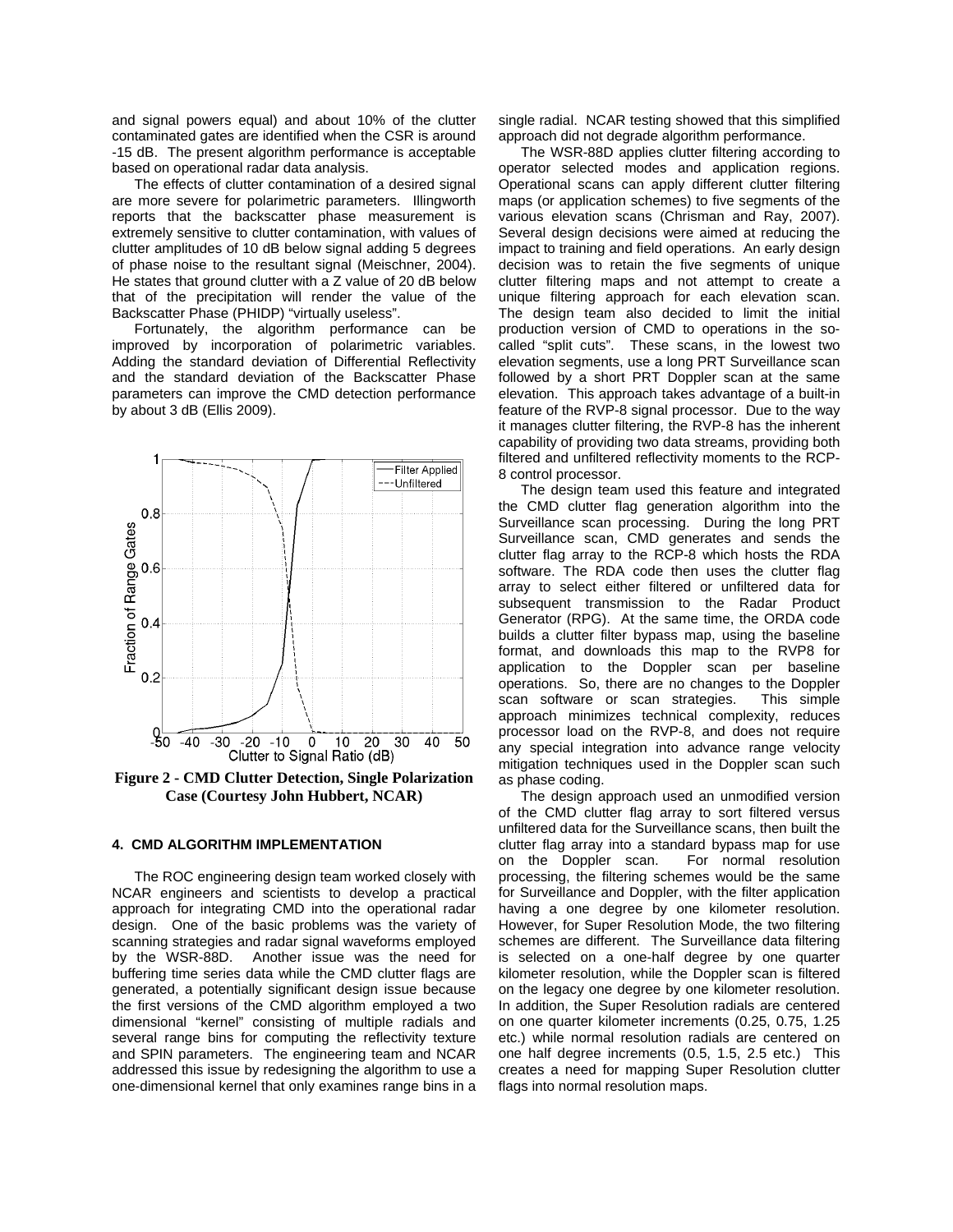and signal powers equal) and about 10% of the clutter contaminated gates are identified when the CSR is around -15 dB. The present algorithm performance is acceptable based on operational radar data analysis.

The effects of clutter contamination of a desired signal are more severe for polarimetric parameters. Illingworth reports that the backscatter phase measurement is extremely sensitive to clutter contamination, with values of clutter amplitudes of 10 dB below signal adding 5 degrees of phase noise to the resultant signal (Meischner, 2004). He states that ground clutter with a Z value of 20 dB below that of the precipitation will render the value of the Backscatter Phase (PHIDP) "virtually useless".

Fortunately, the algorithm performance can be improved by incorporation of polarimetric variables. Adding the standard deviation of Differential Reflectivity and the standard deviation of the Backscatter Phase parameters can improve the CMD detection performance by about 3 dB (Ellis 2009).

**Figure 2 - CMD Clutter Detection, Single Polarization Case (Courtesy John Hubbert, NCAR)**

#### 4. CMD ALGORITHM IMPLEMENTATION

The ROC engineering design team worked closely with NCAR engineers and scientists to develop a practical approach for integrating CMD into the operational radar design. One of the basic problems was the variety of scanning strategies and radar signal waveforms employed by the WSR-88D. Another issue was the need for buffering time series data while the CMD clutter flags are generated, a potentially significant design issue because the first versions of the CMD algorithm employed a two dimensional "kernel" consisting of multiple radials and several range bins for computing the reflectivity texture and SPIN parameters. The engineering team and NCAR addressed this issue by redesigning the algorithm to use a one-dimensional kernel that only examines range bins in a single radial. NCAR testing showed that this simplified approach did not degrade algorithm performance.

The WSR-88D applies clutter filtering according to operator selected modes and application regions. Operational scans can apply different clutter filtering maps (or application schemes) to five segments of the various elevation scans (Chrisman and Ray, 2007). Several design decisions were aimed at reducing the impact to training and field operations. An early design decision was to retain the five segments of unique clutter filtering maps and not attempt to create a unique filtering approach for each elevation scan. The design team also decided to limit the initial production version of CMD to operations in the so-called "split cuts". These scans, in the lowest two elevation segments, use a long PRT Surveillance scan followed by a short PRT Doppler scan at the same elevation. This approach takes advantage of a built-in feature of the RVP-8 signal processor. Due to the way it manages clutter filtering, the RVP-8 has the inherent capability of providing two data streams, providing both filtered and unfiltered reflectivity moments to the RCP-8 control processor.

The design team used this feature and integrated the CMD clutter flag generation algorithm into the Surveillance scan processing. During the long PRT Surveillance scan, CMD generates and sends the clutter flag array to the RCP-8 which hosts the RDA software. The RDA code then uses the clutter flag array to select either filtered or unfiltered data for subsequent transmission to the Radar Product Generator (RPG). At the same time, the ORDA code builds a clutter filter bypass map, using the baseline format, and downloads this map to the RVP8 for application to the Doppler scan per baseline operations. So, there are no changes to the Doppler scan software or scan strategies. This simple approach minimizes technical complexity, reduces processor load on the RVP-8, and does not require any special integration into advance range velocity mitigation techniques used in the Doppler scan such as phase coding.

The design approach used an unmodified version of the CMD clutter flag array to sort filtered versus unfiltered data for the Surveillance scans, then built the clutter flag array into a standard bypass map for use on the Doppler scan. For normal resolution processing, the filtering schemes would be the same for Surveillance and Doppler, with the filter application having a one degree by one kilometer resolution. However, for Super Resolution Mode, the two filtering schemes are different. The Surveillance data filtering is selected on a one-half degree by one quarter kilometer resolution, while the Doppler scan is filtered on the legacy one degree by one kilometer resolution. In addition, the Super Resolution radials are centered on one quarter kilometer increments (0.25, 0.75, 1.25 etc.) while normal resolution radials are centered on one half degree increments (0.5, 1.5, 2.5 etc.) This creates a need for mapping Super Resolution clutter flags into normal resolution maps.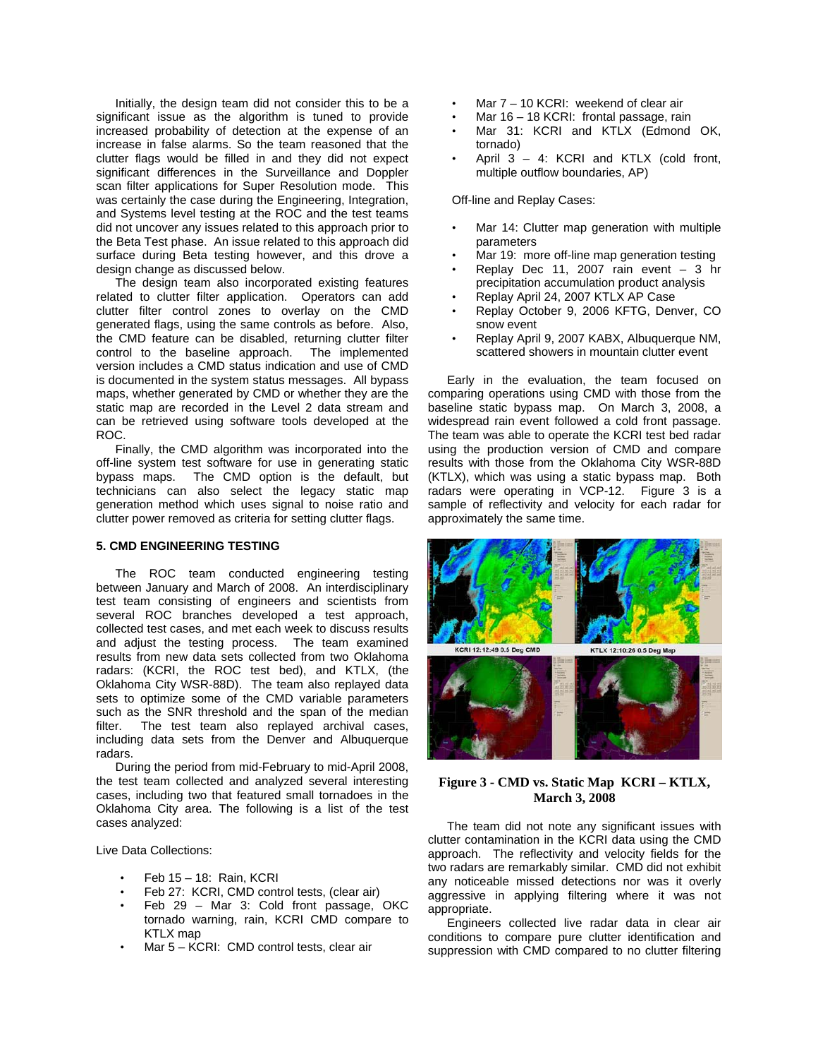Initially, the design team did not consider this to be a significant issue as the algorithm is tuned to provide increased probability of detection at the expense of an increase in false alarms. So the team reasoned that the clutter flags would be filled in and they did not expect significant differences in the Surveillance and Doppler scan filter applications for Super Resolution mode. This was certainly the case during the Engineering, Integration, and Systems level testing at the ROC and the test teams did not uncover any issues related to this approach prior to the Beta Test phase. An issue related to this approach did surface during Beta testing however, and this drove a design change as discussed below.

The design team also incorporated existing features related to clutter filter application. Operators can add clutter filter control zones to overlay on the CMD generated flags, using the same controls as before. Also, the CMD feature can be disabled, returning clutter filter control to the baseline approach. The implemented version includes a CMD status indication and use of CMD is documented in the system status messages. All bypass maps, whether generated by CMD or whether they are the static map are recorded in the Level 2 data stream and can be retrieved using software tools developed at the ROC.

Finally, the CMD algorithm was incorporated into the off-line system test software for use in generating static bypass maps. The CMD option is the default, but technicians can also select the legacy static map generation method which uses signal to noise ratio and clutter power removed as criteria for setting clutter flags.

## 5. CMD ENGINEERING TESTING

The ROC team conducted engineering testing between January and March of 2008. An interdisciplinary test team consisting of engineers and scientists from several ROC branches developed a test approach, collected test cases, and met each week to discuss results and adjust the testing process. The team examined results from new data sets collected from two Oklahoma radars: (KCRI, the ROC test bed), and KTLX, (the Oklahoma City WSR-88D). The team also replayed data sets to optimize some of the CMD variable parameters such as the SNR threshold and the span of the median filter. The test team also replayed archival cases, including data sets from the Denver and Albuquerque radars.

During the period from mid-February to mid-April 2008, the test team collected and analyzed several interesting cases, including two that featured small tornadoes in the Oklahoma City area. The following is a list of the test cases analyzed:

Live Data Collections:

- Feb 15 – 18: Rain, KCRI
- Feb 27: KCRI, CMD control tests, (clear air)
- Feb 29 – Mar 3: Cold front passage, OKC tornado warning, rain, KCRI CMD compare to KTLX map
- Mar 5 – KCRI: CMD control tests, clear air
- Mar 7 – 10 KCRI: weekend of clear air
- Mar 16 – 18 KCRI: frontal passage, rain
- Mar 31: KCRI and KTLX (Edmond OK, tornado)
- April 3 – 4: KCRI and KTLX (cold front, multiple outflow boundaries, AP)

Off-line and Replay Cases:

- Mar 14: Clutter map generation with multiple parameters
- Mar 19: more off-line map generation testing
- Replay Dec 11, 2007 rain event – 3 hr precipitation accumulation product analysis
- Replay April 24, 2007 KTLX AP Case
- Replay October 9, 2006 KFTG, Denver, CO snow event
- Replay April 9, 2007 KABX, Albuquerque NM, scattered showers in mountain clutter event

Early in the evaluation, the team focused on comparing operations using CMD with those from the baseline static bypass map. On March 3, 2008, a widespread rain event followed a cold front passage. The team was able to operate the KCRI test bed radar using the production version of CMD and compare results with those from the Oklahoma City WSR-88D (KTLX), which was using a static bypass map. Both radars were operating in VCP-12. Figure 3 is a sample of reflectivity and velocity for each radar for approximately the same time.

**Figure 3 - CMD vs. Static Map KCRI – KTLX, March 3, 2008**

The team did not note any significant issues with clutter contamination in the KCRI data using the CMD approach. The reflectivity and velocity fields for the two radars are remarkably similar. CMD did not exhibit any noticeable missed detections nor was it overly aggressive in applying filtering where it was not appropriate.

Engineers collected live radar data in clear air conditions to compare pure clutter identification and suppression with CMD compared to no clutter filtering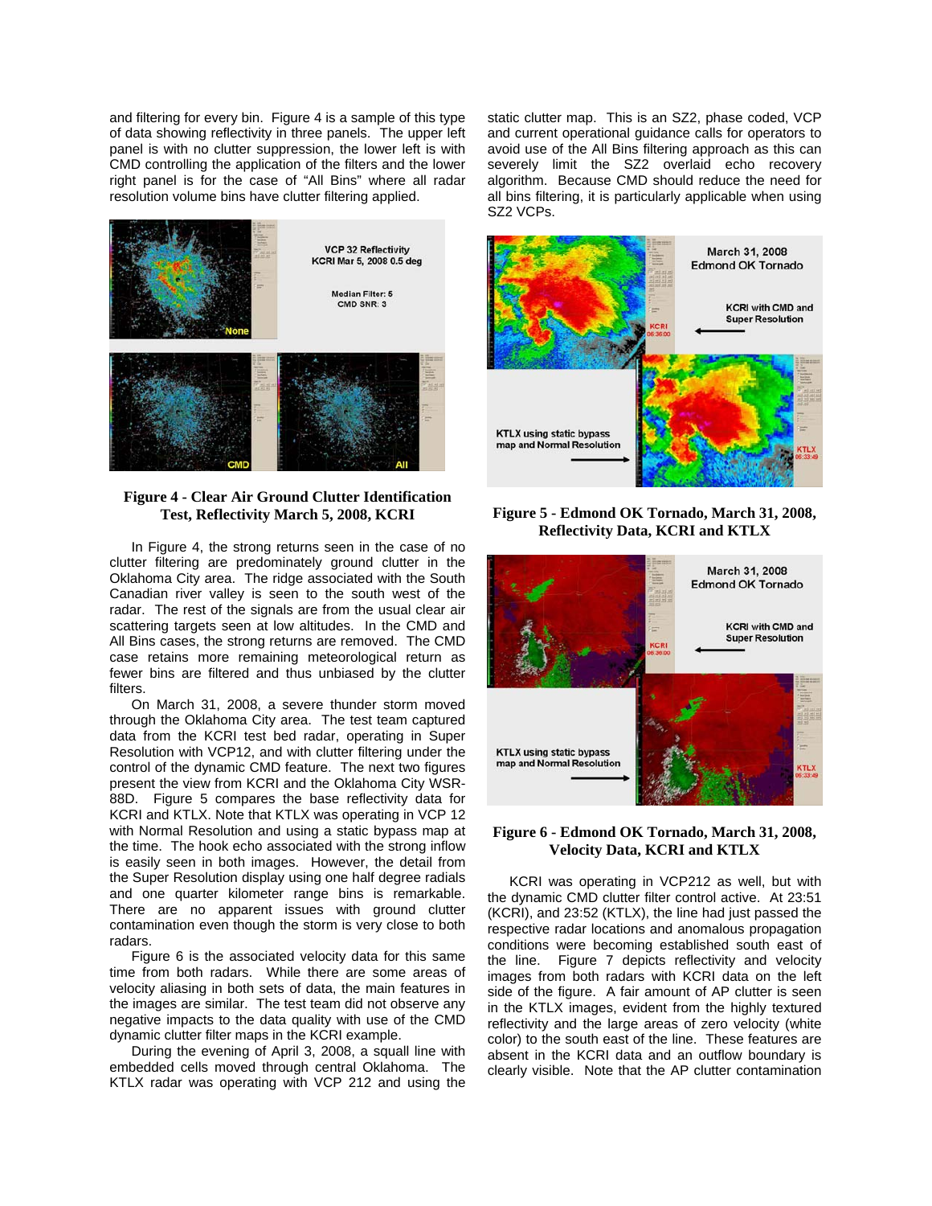and filtering for every bin. Figure 4 is a sample of this type of data showing reflectivity in three panels. The upper left panel is with no clutter suppression, the lower left is with CMD controlling the application of the filters and the lower right panel is for the case of "All Bins" where all radar resolution volume bins have clutter filtering applied.

**Figure 4 - Clear Air Ground Clutter Identification Test, Reflectivity March 5, 2008, KCRI**

In Figure 4, the strong returns seen in the case of no clutter filtering are predominately ground clutter in the Oklahoma City area. The ridge associated with the South Canadian river valley is seen to the south west of the radar. The rest of the signals are from the usual clear air scattering targets seen at low altitudes. In the CMD and All Bins cases, the strong returns are removed. The CMD case retains more remaining meteorological return as fewer bins are filtered and thus unbiased by the clutter filters.

On March 31, 2008, a severe thunder storm moved through the Oklahoma City area. The test team captured data from the KCRI test bed radar, operating in Super Resolution with VCP12, and with clutter filtering under the control of the dynamic CMD feature. The next two figures present the view from KCRI and the Oklahoma City WSR-88D. Figure 5 compares the base reflectivity data for KCRI and KTLX. Note that KTLX was operating in VCP 12 with Normal Resolution and using a static bypass map at the time. The hook echo associated with the strong inflow is easily seen in both images. However, the detail from the Super Resolution display using one half degree radials and one quarter kilometer range bins is remarkable. There are no apparent issues with ground clutter contamination even though the storm is very close to both radars.

Figure 6 is the associated velocity data for this same time from both radars. While there are some areas of velocity aliasing in both sets of data, the main features in the images are similar. The test team did not observe any negative impacts to the data quality with use of the CMD dynamic clutter filter maps in the KCRI example.

During the evening of April 3, 2008, a squall line with embedded cells moved through central Oklahoma. The KTLX radar was operating with VCP 212 and using the static clutter map. This is an SZ2, phase coded, VCP and current operational guidance calls for operators to avoid use of the All Bins filtering approach as this can severely limit the SZ2 overlaid echo recovery algorithm. Because CMD should reduce the need for all bins filtering, it is particularly applicable when using SZ2 VCPs.

**Figure 5 - Edmond OK Tornado, March 31, 2008, Reflectivity Data, KCRI and KTLX**

**Figure 6 - Edmond OK Tornado, March 31, 2008, Velocity Data, KCRI and KTLX**

KCRI was operating in VCP212 as well, but with the dynamic CMD clutter filter control active. At 23:51 (KCRI), and 23:52 (KTLX), the line had just passed the respective radar locations and anomalous propagation conditions were becoming established south east of the line. Figure 7 depicts reflectivity and velocity images from both radars with KCRI data on the left side of the figure. A fair amount of AP clutter is seen in the KTLX images, evident from the highly textured reflectivity and the large areas of zero velocity (white color) to the south east of the line. These features are absent in the KCRI data and an outflow boundary is clearly visible. Note that the AP clutter contamination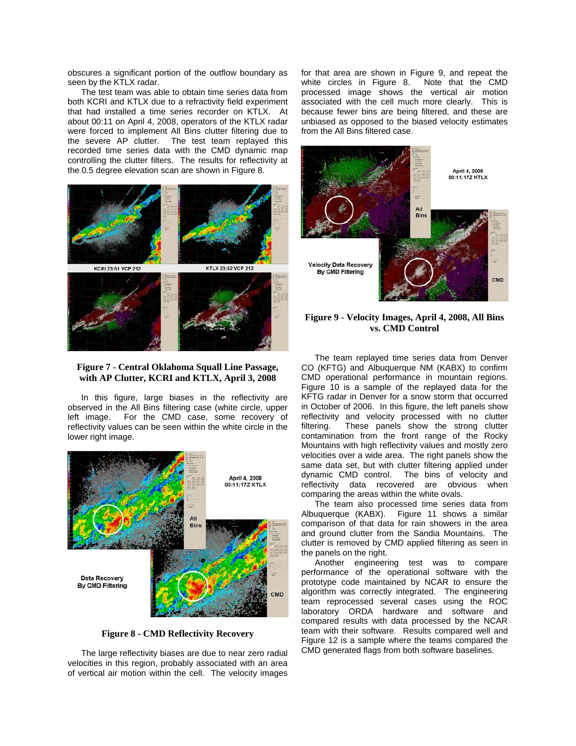obscures a significant portion of the outflow boundary as seen by the KTLX radar.

The test team was able to obtain time series data from both KCRI and KTLX due to a refractivity field experiment that had installed a time series recorder on KTLX. At about 00:11 on April 4, 2008, operators of the KTLX radar were forced to implement All Bins clutter filtering due to the severe AP clutter. The test team replayed this recorded time series data with the CMD dynamic map controlling the clutter filters. The results for reflectivity at the 0.5 degree elevation scan are shown in Figure 8.

**Figure 7 - Central Oklahoma Squall Line Passage, with AP Clutter, KCRI and KTLX, April 3, 2008**

In this figure, large biases in the reflectivity are observed in the All Bins filtering case (white circle, upper left image. For the CMD case, some recovery of reflectivity values can be seen within the white circle in the lower right image.

**Figure 8 - CMD Reflectivity Recovery**

The large reflectivity biases are due to near zero radial velocities in this region, probably associated with an area of vertical air motion within the cell. The velocity images for that area are shown in Figure 9, and repeat the white circles in Figure 8. Note that the CMD processed image shows the vertical air motion associated with the cell much more clearly. This is because fewer bins are being filtered, and these are unbiased as opposed to the biased velocity estimates from the All Bins filtered case.

**Figure 9 - Velocity Images, April 4, 2008, All Bins vs. CMD Control**

The team replayed time series data from Denver CO (KFTG) and Albuquerque NM (KABX) to confirm CMD operational performance in mountain regions. Figure 10 is a sample of the replayed data for the KFTG radar in Denver for a snow storm that occurred in October of 2006. In this figure, the left panels show reflectivity and velocity processed with no clutter filtering. These panels show the strong clutter contamination from the front range of the Rocky Mountains with high reflectivity values and mostly zero velocities over a wide area. The right panels show the same data set, but with clutter filtering applied under dynamic CMD control. The bins of velocity and reflectivity data recovered are obvious when comparing the areas within the white ovals.

The team also processed time series data from Albuquerque (KABX). Figure 11 shows a similar comparison of that data for rain showers in the area and ground clutter from the Sandia Mountains. The clutter is removed by CMD applied filtering as seen in the panels on the right.

Another engineering test was to compare performance of the operational software with the prototype code maintained by NCAR to ensure the algorithm was correctly integrated. The engineering team reprocessed several cases using the ROC laboratory ORDA hardware and software and compared results with data processed by the NCAR team with their software. Results compared well and Figure 12 is a sample where the teams compared the CMD generated flags from both software baselines.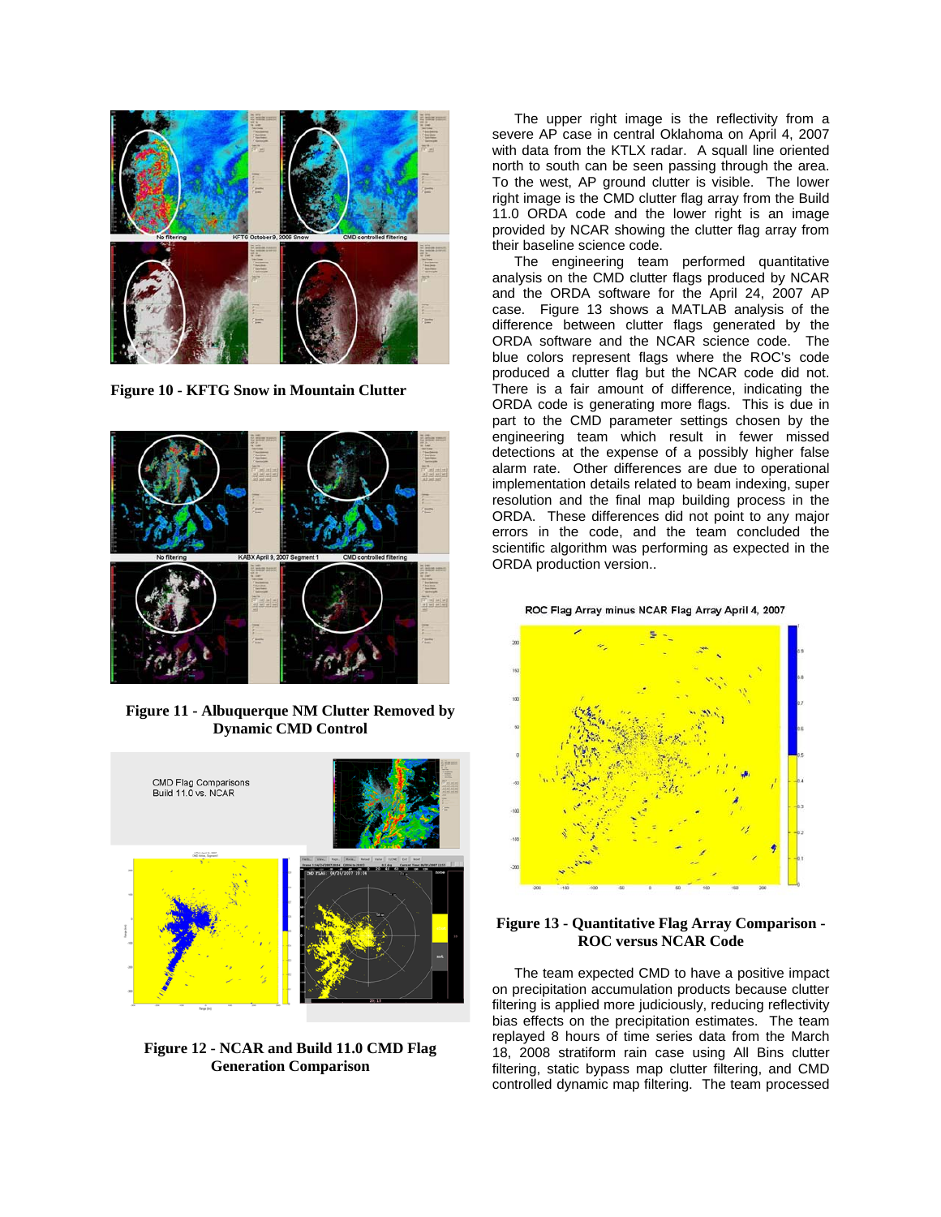Figure 10 - KFTG Snow in Mountain Clutter

Figure 11 - Albuquerque NM Clutter Removed by Dynamic CMD Control

Figure 12 - NCAR and Build 11.0 CMD Flag Generation Comparison

The upper right image is the reflectivity from a severe AP case in central Oklahoma on April 4, 2007 with data from the KTLX radar. A squall line oriented north to south can be seen passing through the area. To the west, AP ground clutter is visible. The lower right image is the CMD clutter flag array from the Build 11.0 ORDA code and the lower right is an image provided by NCAR showing the clutter flag array from their baseline science code.

The engineering team performed quantitative analysis on the CMD clutter flags produced by NCAR and the ORDA software for the April 24, 2007 AP case. Figure 13 shows a MATLAB analysis of the difference between clutter flags generated by the ORDA software and the NCAR science code. The blue colors represent flags where the ROC's code produced a clutter flag but the NCAR code did not. There is a fair amount of difference, indicating the ORDA code is generating more flags. This is due in part to the CMD parameter settings chosen by the engineering team which result in fewer missed detections at the expense of a possibly higher false alarm rate. Other differences are due to operational implementation details related to beam indexing, super resolution and the final map building process in the ORDA. These differences did not point to any major errors in the code, and the team concluded the scientific algorithm was performing as expected in the ORDA production version..

Figure 13 - Quantitative Flag Array Comparison - ROC versus NCAR Code

The team expected CMD to have a positive impact on precipitation accumulation products because clutter filtering is applied more judiciously, reducing reflectivity bias effects on the precipitation estimates. The team replayed 8 hours of time series data from the March 18, 2008 stratiform rain case using All Bins clutter filtering, static bypass map clutter filtering, and CMD controlled dynamic map filtering. The team processed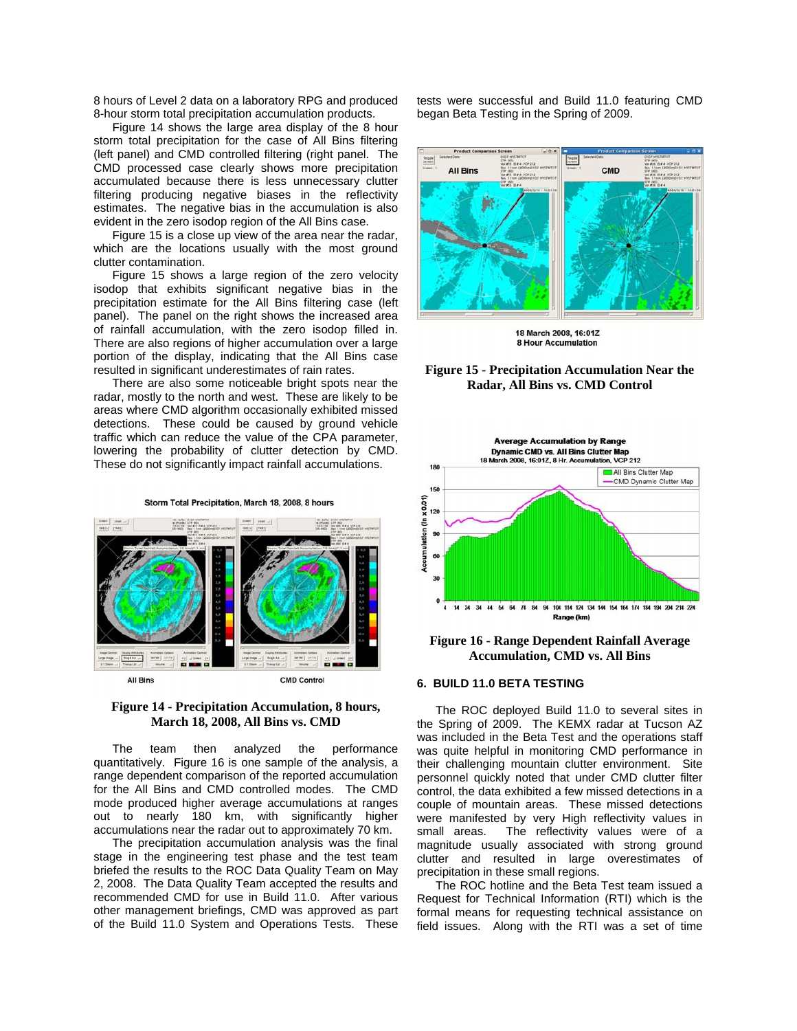8 hours of Level 2 data on a laboratory RPG and produced 8-hour storm total precipitation accumulation products.

Figure 14 shows the large area display of the 8 hour storm total precipitation for the case of All Bins filtering (left panel) and CMD controlled filtering (right panel. The CMD processed case clearly shows more precipitation accumulated because there is less unnecessary clutter filtering producing negative biases in the reflectivity estimates. The negative bias in the accumulation is also evident in the zero isodop region of the All Bins case.

Figure 15 is a close up view of the area near the radar, which are the locations usually with the most ground clutter contamination.

Figure 15 shows a large region of the zero velocity isodop that exhibits significant negative bias in the precipitation estimate for the All Bins filtering case (left panel). The panel on the right shows the increased area of rainfall accumulation, with the zero isodop filled in. There are also regions of higher accumulation over a large portion of the display, indicating that the All Bins case resulted in significant underestimates of rain rates.

There are also some noticeable bright spots near the radar, mostly to the north and west. These are likely to be areas where CMD algorithm occasionally exhibited missed detections. These could be caused by ground vehicle traffic which can reduce the value of the CPA parameter, lowering the probability of clutter detection by CMD. These do not significantly impact rainfall accumulations.

Storm Total Precipitation, March 18, 2008, 8 hours

All Bins — CMD Control

**Figure 14 - Precipitation Accumulation, 8 hours, March 18, 2008, All Bins vs. CMD**

The team then analyzed the performance quantitatively. Figure 16 is one sample of the analysis, a range dependent comparison of the reported accumulation for the All Bins and CMD controlled modes. The CMD mode produced higher average accumulations at ranges out to nearly 180 km, with significantly higher accumulations near the radar out to approximately 70 km.

The precipitation accumulation analysis was the final stage in the engineering test phase and the test team briefed the results to the ROC Data Quality Team on May 2, 2008. The Data Quality Team accepted the results and recommended CMD for use in Build 11.0. After various other management briefings, CMD was approved as part of the Build 11.0 System and Operations Tests. These tests were successful and Build 11.0 featuring CMD began Beta Testing in the Spring of 2009.

18 March 2008, 16:01Z
8 Hour Accumulation

**Figure 15 - Precipitation Accumulation Near the Radar, All Bins vs. CMD Control**

**Figure 16 - Range Dependent Rainfall Average Accumulation, CMD vs. All Bins**

## 6. BUILD 11.0 BETA TESTING

The ROC deployed Build 11.0 to several sites in the Spring of 2009. The KEMX radar at Tucson AZ was included in the Beta Test and the operations staff was quite helpful in monitoring CMD performance in their challenging mountain clutter environment. Site personnel quickly noted that under CMD clutter filter control, the data exhibited a few missed detections in a couple of mountain areas. These missed detections were manifested by very High reflectivity values in small areas. The reflectivity values were of a magnitude usually associated with strong ground clutter and resulted in large overestimates of precipitation in these small regions.

The ROC hotline and the Beta Test team issued a Request for Technical Information (RTI) which is the formal means for requesting technical assistance on field issues. Along with the RTI was a set of time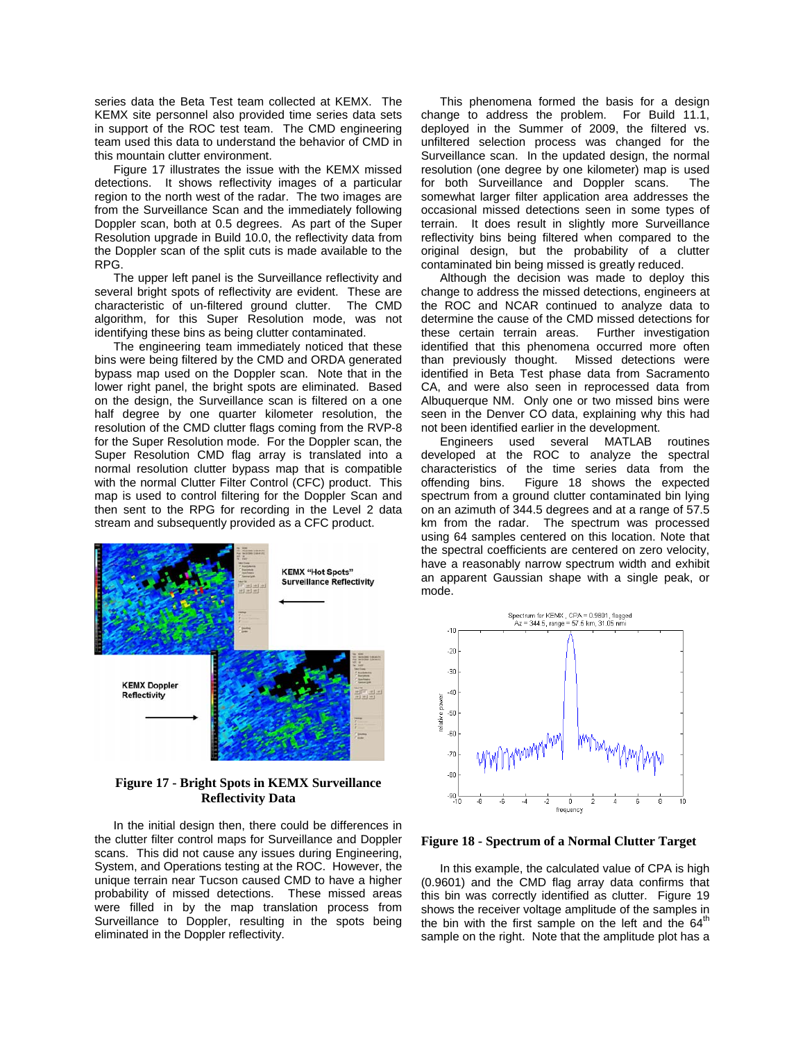series data the Beta Test team collected at KEMX. The KEMX site personnel also provided time series data sets in support of the ROC test team. The CMD engineering team used this data to understand the behavior of CMD in this mountain clutter environment.

Figure 17 illustrates the issue with the KEMX missed detections. It shows reflectivity images of a particular region to the north west of the radar. The two images are from the Surveillance Scan and the immediately following Doppler scan, both at 0.5 degrees. As part of the Super Resolution upgrade in Build 10.0, the reflectivity data from the Doppler scan of the split cuts is made available to the RPG.

The upper left panel is the Surveillance reflectivity and several bright spots of reflectivity are evident. These are characteristic of un-filtered ground clutter. The CMD algorithm, for this Super Resolution mode, was not identifying these bins as being clutter contaminated.

The engineering team immediately noticed that these bins were being filtered by the CMD and ORDA generated bypass map used on the Doppler scan. Note that in the lower right panel, the bright spots are eliminated. Based on the design, the Surveillance scan is filtered on a one half degree by one quarter kilometer resolution, the resolution of the CMD clutter flags coming from the RVP-8 for the Super Resolution mode. For the Doppler scan, the Super Resolution CMD flag array is translated into a normal resolution clutter bypass map that is compatible with the normal Clutter Filter Control (CFC) product. This map is used to control filtering for the Doppler Scan and then sent to the RPG for recording in the Level 2 data stream and subsequently provided as a CFC product.

**Figure 17 - Bright Spots in KEMX Surveillance Reflectivity Data**

In the initial design then, there could be differences in the clutter filter control maps for Surveillance and Doppler scans. This did not cause any issues during Engineering, System, and Operations testing at the ROC. However, the unique terrain near Tucson caused CMD to have a higher probability of missed detections. These missed areas were filled in by the map translation process from Surveillance to Doppler, resulting in the spots being eliminated in the Doppler reflectivity.

This phenomena formed the basis for a design change to address the problem. For Build 11.1, deployed in the Summer of 2009, the filtered vs. unfiltered selection process was changed for the Surveillance scan. In the updated design, the normal resolution (one degree by one kilometer) map is used for both Surveillance and Doppler scans. The somewhat larger filter application area addresses the occasional missed detections seen in some types of terrain. It does result in slightly more Surveillance reflectivity bins being filtered when compared to the original design, but the probability of a clutter contaminated bin being missed is greatly reduced.

Although the decision was made to deploy this change to address the missed detections, engineers at the ROC and NCAR continued to analyze data to determine the cause of the CMD missed detections for these certain terrain areas. Further investigation identified that this phenomena occurred more often than previously thought. Missed detections were identified in Beta Test phase data from Sacramento CA, and were also seen in reprocessed data from Albuquerque NM. Only one or two missed bins were seen in the Denver CO data, explaining why this had not been identified earlier in the development.

Engineers used several MATLAB routines developed at the ROC to analyze the spectral characteristics of the time series data from the offending bins. Figure 18 shows the expected spectrum from a ground clutter contaminated bin lying on an azimuth of 344.5 degrees and at a range of 57.5 km from the radar. The spectrum was processed using 64 samples centered on this location. Note that the spectral coefficients are centered on zero velocity, have a reasonably narrow spectrum width and exhibit an apparent Gaussian shape with a single peak, or mode.

**Figure 18 - Spectrum of a Normal Clutter Target**

In this example, the calculated value of CPA is high (0.9601) and the CMD flag array data confirms that this bin was correctly identified as clutter. Figure 19 shows the receiver voltage amplitude of the samples in the bin with the first sample on the left and the 64th sample on the right. Note that the amplitude plot has a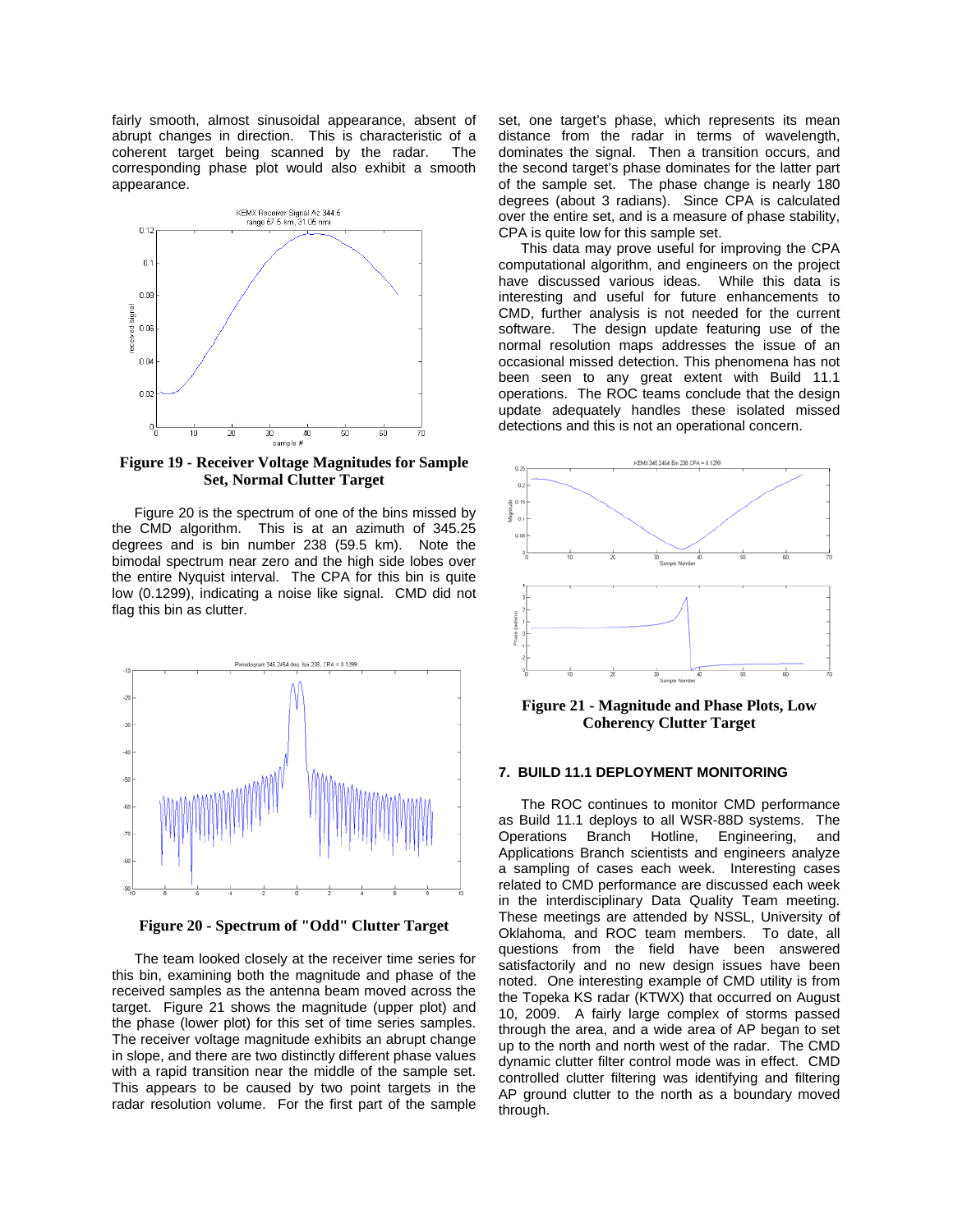fairly smooth, almost sinusoidal appearance, absent of abrupt changes in direction. This is characteristic of a coherent target being scanned by the radar. The corresponding phase plot would also exhibit a smooth appearance.

**Figure 19 - Receiver Voltage Magnitudes for Sample Set, Normal Clutter Target**

Figure 20 is the spectrum of one of the bins missed by the CMD algorithm. This is at an azimuth of 345.25 degrees and is bin number 238 (59.5 km). Note the bimodal spectrum near zero and the high side lobes over the entire Nyquist interval. The CPA for this bin is quite low (0.1299), indicating a noise like signal. CMD did not flag this bin as clutter.

**Figure 20 - Spectrum of "Odd" Clutter Target**

The team looked closely at the receiver time series for this bin, examining both the magnitude and phase of the received samples as the antenna beam moved across the target. Figure 21 shows the magnitude (upper plot) and the phase (lower plot) for this set of time series samples. The receiver voltage magnitude exhibits an abrupt change in slope, and there are two distinctly different phase values with a rapid transition near the middle of the sample set. This appears to be caused by two point targets in the radar resolution volume. For the first part of the sample set, one target's phase, which represents its mean distance from the radar in terms of wavelength, dominates the signal. Then a transition occurs, and the second target's phase dominates for the latter part of the sample set. The phase change is nearly 180 degrees (about 3 radians). Since CPA is calculated over the entire set, and is a measure of phase stability, CPA is quite low for this sample set.

This data may prove useful for improving the CPA computational algorithm, and engineers on the project have discussed various ideas. While this data is interesting and useful for future enhancements to CMD, further analysis is not needed for the current software. The design update featuring use of the normal resolution maps addresses the issue of an occasional missed detection. This phenomena has not been seen to any great extent with Build 11.1 operations. The ROC teams conclude that the design update adequately handles these isolated missed detections and this is not an operational concern.

**Figure 21 - Magnitude and Phase Plots, Low Coherency Clutter Target**

## 7. BUILD 11.1 DEPLOYMENT MONITORING

The ROC continues to monitor CMD performance as Build 11.1 deploys to all WSR-88D systems. The Operations Branch Hotline, Engineering, and Applications Branch scientists and engineers analyze a sampling of cases each week. Interesting cases related to CMD performance are discussed each week in the interdisciplinary Data Quality Team meeting. These meetings are attended by NSSL, University of Oklahoma, and ROC team members. To date, all questions from the field have been answered satisfactorily and no new design issues have been noted. One interesting example of CMD utility is from the Topeka KS radar (KTWX) that occurred on August 10, 2009. A fairly large complex of storms passed through the area, and a wide area of AP began to set up to the north and north west of the radar. The CMD dynamic clutter filter control mode was in effect. CMD controlled clutter filtering was identifying and filtering AP ground clutter to the north as a boundary moved through.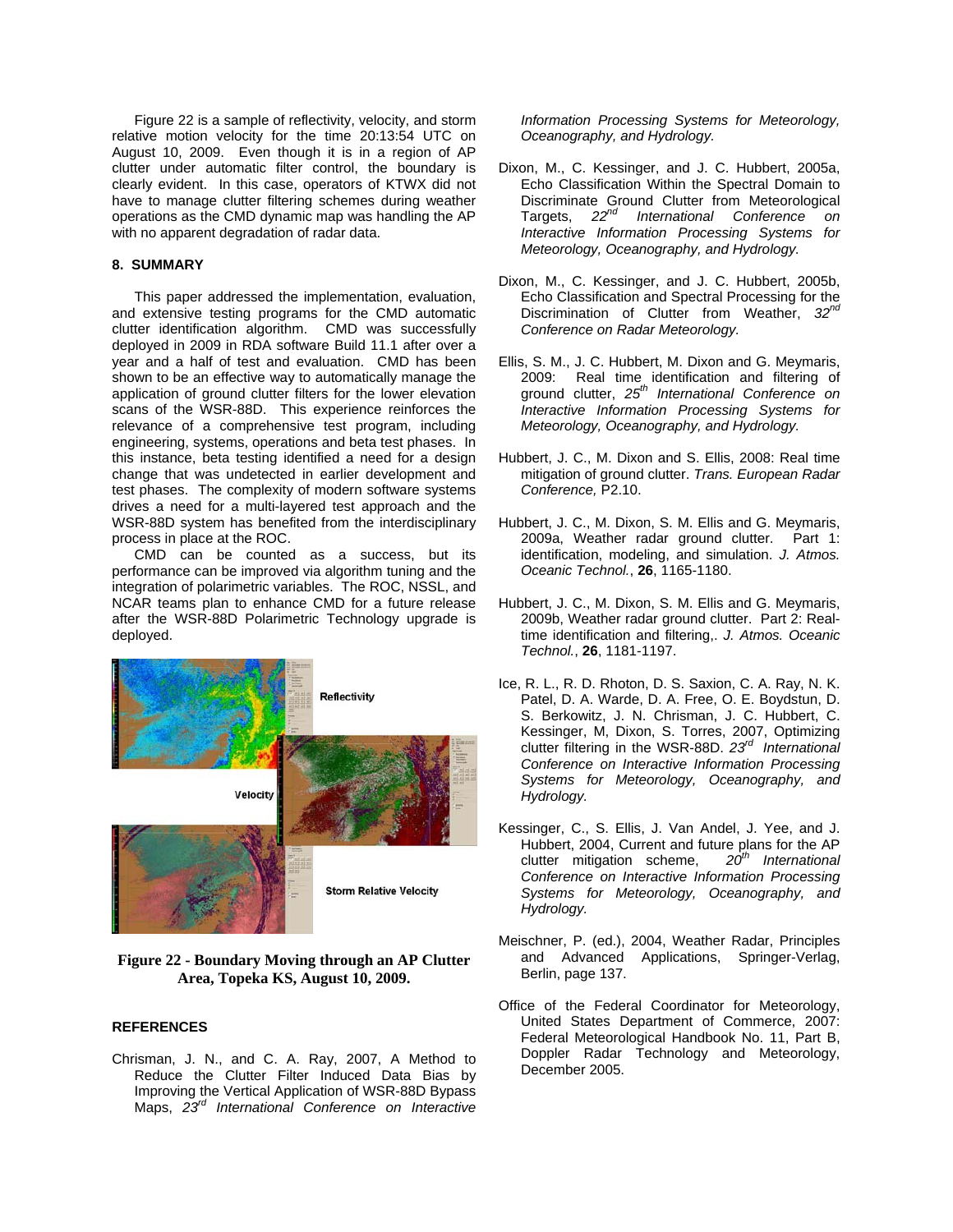Figure 22 is a sample of reflectivity, velocity, and storm relative motion velocity for the time 20:13:54 UTC on August 10, 2009. Even though it is in a region of AP clutter under automatic filter control, the boundary is clearly evident. In this case, operators of KTWX did not have to manage clutter filtering schemes during weather operations as the CMD dynamic map was handling the AP with no apparent degradation of radar data.

## 8. SUMMARY

This paper addressed the implementation, evaluation, and extensive testing programs for the CMD automatic clutter identification algorithm. CMD was successfully deployed in 2009 in RDA software Build 11.1 after over a year and a half of test and evaluation. CMD has been shown to be an effective way to automatically manage the application of ground clutter filters for the lower elevation scans of the WSR-88D. This experience reinforces the relevance of a comprehensive test program, including engineering, systems, operations and beta test phases. In this instance, beta testing identified a need for a design change that was undetected in earlier development and test phases. The complexity of modern software systems drives a need for a multi-layered test approach and the WSR-88D system has benefited from the interdisciplinary process in place at the ROC.

CMD can be counted as a success, but its performance can be improved via algorithm tuning and the integration of polarimetric variables. The ROC, NSSL, and NCAR teams plan to enhance CMD for a future release after the WSR-88D Polarimetric Technology upgrade is deployed.

**Figure 22 - Boundary Moving through an AP Clutter Area, Topeka KS, August 10, 2009.**

## REFERENCES

Chrisman, J. N., and C. A. Ray, 2007, A Method to Reduce the Clutter Filter Induced Data Bias by Improving the Vertical Application of WSR-88D Bypass Maps, *23rd International Conference on Interactive Information Processing Systems for Meteorology, Oceanography, and Hydrology.*

Dixon, M., C. Kessinger, and J. C. Hubbert, 2005a, Echo Classification Within the Spectral Domain to Discriminate Ground Clutter from Meteorological Targets, *22nd International Conference on Interactive Information Processing Systems for Meteorology, Oceanography, and Hydrology.*

Dixon, M., C. Kessinger, and J. C. Hubbert, 2005b, Echo Classification and Spectral Processing for the Discrimination of Clutter from Weather, *32nd Conference on Radar Meteorology.*

Ellis, S. M., J. C. Hubbert, M. Dixon and G. Meymaris, 2009: Real time identification and filtering of ground clutter, *25th International Conference on Interactive Information Processing Systems for Meteorology, Oceanography, and Hydrology.*

Hubbert, J. C., M. Dixon and S. Ellis, 2008: Real time mitigation of ground clutter. *Trans. European Radar Conference,* P2.10.

Hubbert, J. C., M. Dixon, S. M. Ellis and G. Meymaris, 2009a, Weather radar ground clutter. Part 1: identification, modeling, and simulation. *J. Atmos. Oceanic Technol.*, **26**, 1165-1180.

Hubbert, J. C., M. Dixon, S. M. Ellis and G. Meymaris, 2009b, Weather radar ground clutter. Part 2: Real-time identification and filtering,. *J. Atmos. Oceanic Technol.*, **26**, 1181-1197.

Ice, R. L., R. D. Rhoton, D. S. Saxion, C. A. Ray, N. K. Patel, D. A. Warde, D. A. Free, O. E. Boydstun, D. S. Berkowitz, J. N. Chrisman, J. C. Hubbert, C. Kessinger, M, Dixon, S. Torres, 2007, Optimizing clutter filtering in the WSR-88D. *23rd International Conference on Interactive Information Processing Systems for Meteorology, Oceanography, and Hydrology.*

Kessinger, C., S. Ellis, J. Van Andel, J. Yee, and J. Hubbert, 2004, Current and future plans for the AP clutter mitigation scheme, *20th International Conference on Interactive Information Processing Systems for Meteorology, Oceanography, and Hydrology.*

Meischner, P. (ed.), 2004, Weather Radar, Principles and Advanced Applications, Springer-Verlag, Berlin, page 137.

Office of the Federal Coordinator for Meteorology, United States Department of Commerce, 2007: Federal Meteorological Handbook No. 11, Part B, Doppler Radar Technology and Meteorology, December 2005.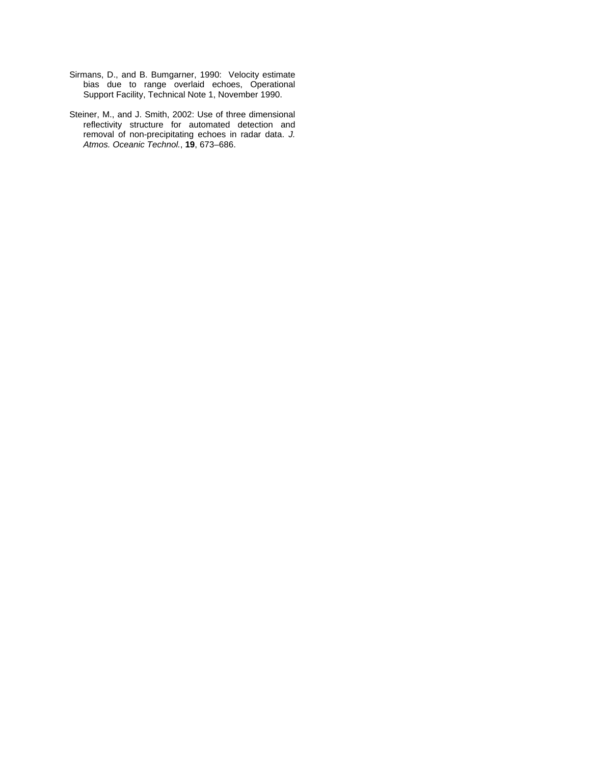Sirmans, D., and B. Bumgarner, 1990: Velocity estimate bias due to range overlaid echoes, Operational Support Facility, Technical Note 1, November 1990.

Steiner, M., and J. Smith, 2002: Use of three dimensional reflectivity structure for automated detection and removal of non-precipitating echoes in radar data. *J. Atmos. Oceanic Technol.*, **19**, 673–686.